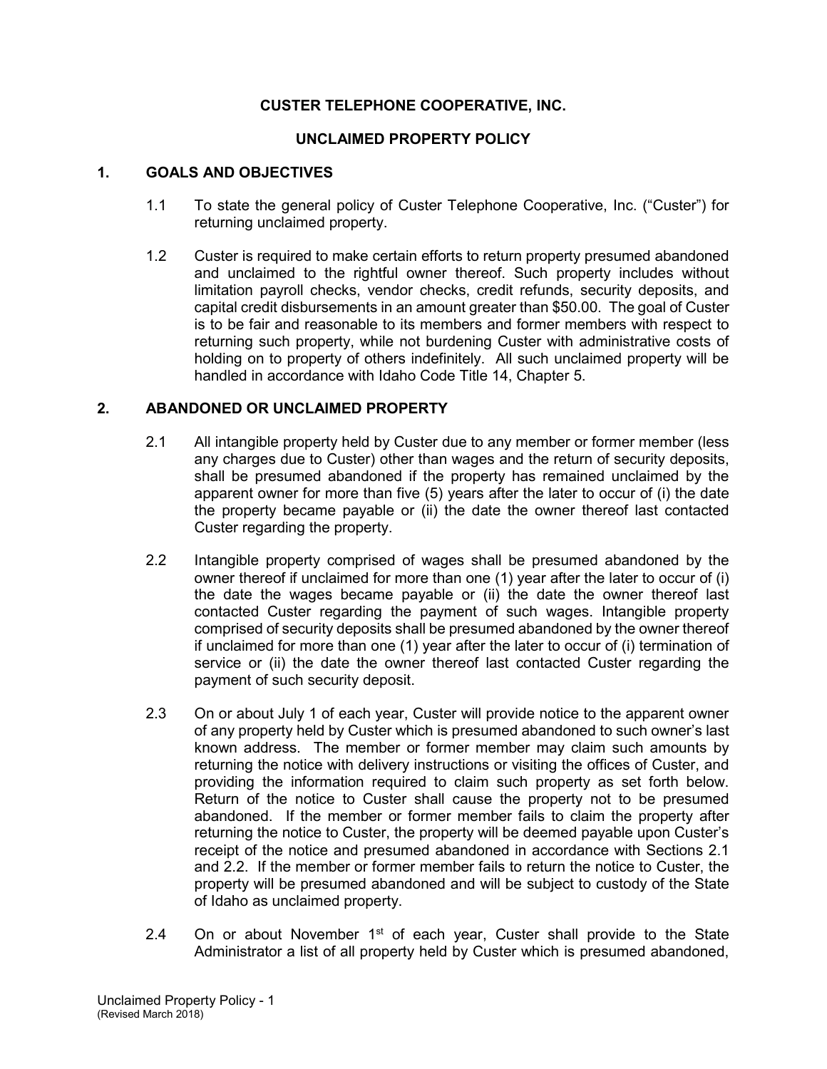# CUSTER TELEPHONE COOPERATIVE, INC.

## UNCLAIMED PROPERTY POLICY

### 1. GOALS AND OBJECTIVES

1.1 To state the general policy of Custer Telephone Cooperative, Inc. ("Custer") for returning unclaimed property.

1.2 Custer is required to make certain efforts to return property presumed abandoned and unclaimed to the rightful owner thereof. Such property includes without limitation payroll checks, vendor checks, credit refunds, security deposits, and capital credit disbursements in an amount greater than $50.00. The goal of Custer is to be fair and reasonable to its members and former members with respect to returning such property, while not burdening Custer with administrative costs of holding on to property of others indefinitely. All such unclaimed property will be handled in accordance with Idaho Code Title 14, Chapter 5.

### 2. ABANDONED OR UNCLAIMED PROPERTY

2.1 All intangible property held by Custer due to any member or former member (less any charges due to Custer) other than wages and the return of security deposits, shall be presumed abandoned if the property has remained unclaimed by the apparent owner for more than five (5) years after the later to occur of (i) the date the property became payable or (ii) the date the owner thereof last contacted Custer regarding the property.

2.2 Intangible property comprised of wages shall be presumed abandoned by the owner thereof if unclaimed for more than one (1) year after the later to occur of (i) the date the wages became payable or (ii) the date the owner thereof last contacted Custer regarding the payment of such wages. Intangible property comprised of security deposits shall be presumed abandoned by the owner thereof if unclaimed for more than one (1) year after the later to occur of (i) termination of service or (ii) the date the owner thereof last contacted Custer regarding the payment of such security deposit.

2.3 On or about July 1 of each year, Custer will provide notice to the apparent owner of any property held by Custer which is presumed abandoned to such owner's last known address. The member or former member may claim such amounts by returning the notice with delivery instructions or visiting the offices of Custer, and providing the information required to claim such property as set forth below. Return of the notice to Custer shall cause the property not to be presumed abandoned. If the member or former member fails to claim the property after returning the notice to Custer, the property will be deemed payable upon Custer's receipt of the notice and presumed abandoned in accordance with Sections 2.1 and 2.2. If the member or former member fails to return the notice to Custer, the property will be presumed abandoned and will be subject to custody of the State of Idaho as unclaimed property.

2.4 On or about November 1st of each year, Custer shall provide to the State Administrator a list of all property held by Custer which is presumed abandoned,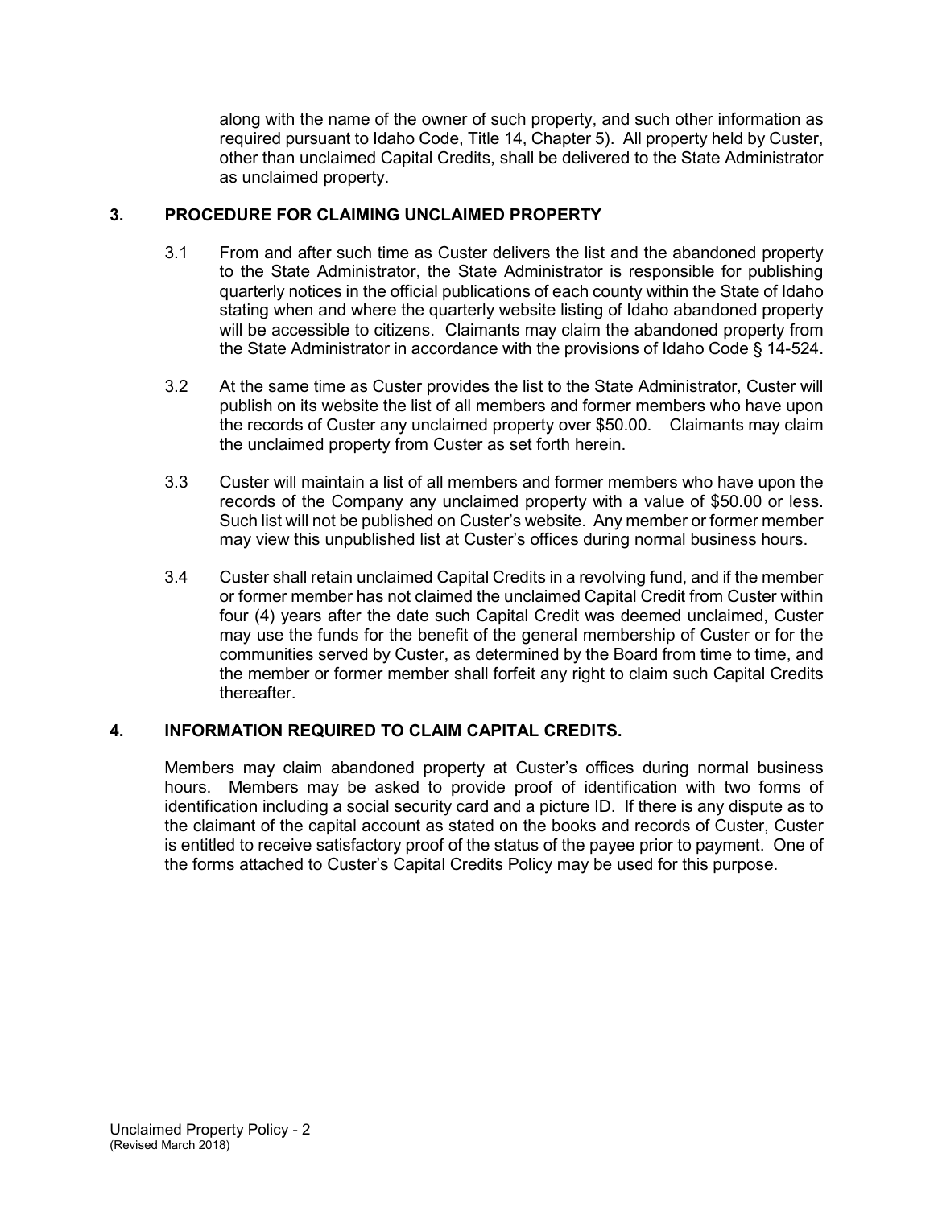along with the name of the owner of such property, and such other information as required pursuant to Idaho Code, Title 14, Chapter 5). All property held by Custer, other than unclaimed Capital Credits, shall be delivered to the State Administrator as unclaimed property.

## 3. PROCEDURE FOR CLAIMING UNCLAIMED PROPERTY

3.1 From and after such time as Custer delivers the list and the abandoned property to the State Administrator, the State Administrator is responsible for publishing quarterly notices in the official publications of each county within the State of Idaho stating when and where the quarterly website listing of Idaho abandoned property will be accessible to citizens. Claimants may claim the abandoned property from the State Administrator in accordance with the provisions of Idaho Code § 14-524.

3.2 At the same time as Custer provides the list to the State Administrator, Custer will publish on its website the list of all members and former members who have upon the records of Custer any unclaimed property over $50.00. Claimants may claim the unclaimed property from Custer as set forth herein.

3.3 Custer will maintain a list of all members and former members who have upon the records of the Company any unclaimed property with a value of $50.00 or less. Such list will not be published on Custer's website. Any member or former member may view this unpublished list at Custer's offices during normal business hours.

3.4 Custer shall retain unclaimed Capital Credits in a revolving fund, and if the member or former member has not claimed the unclaimed Capital Credit from Custer within four (4) years after the date such Capital Credit was deemed unclaimed, Custer may use the funds for the benefit of the general membership of Custer or for the communities served by Custer, as determined by the Board from time to time, and the member or former member shall forfeit any right to claim such Capital Credits thereafter.

## 4. INFORMATION REQUIRED TO CLAIM CAPITAL CREDITS.

Members may claim abandoned property at Custer's offices during normal business hours. Members may be asked to provide proof of identification with two forms of identification including a social security card and a picture ID. If there is any dispute as to the claimant of the capital account as stated on the books and records of Custer, Custer is entitled to receive satisfactory proof of the status of the payee prior to payment. One of the forms attached to Custer's Capital Credits Policy may be used for this purpose.